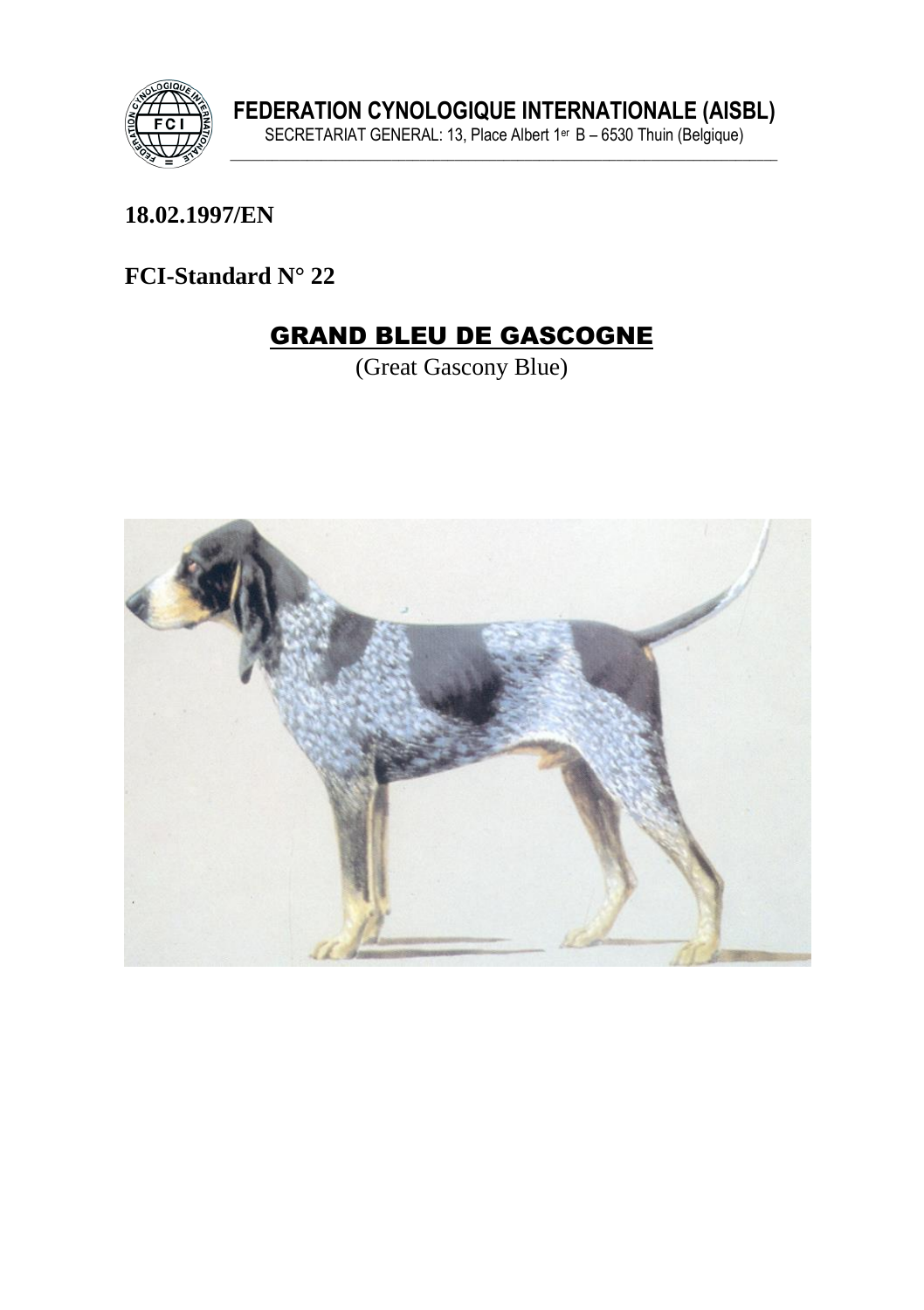FEDERATION CYNOLOGIQUE INTERNATIONALE (AISBL)
SECRETARIAT GENERAL: 13, Place Albert 1er B – 6530 Thuin (Belgique)

**18.02.1997/EN**

**FCI-Standard N° 22**

# GRAND BLEU DE GASCOGNE

(Great Gascony Blue)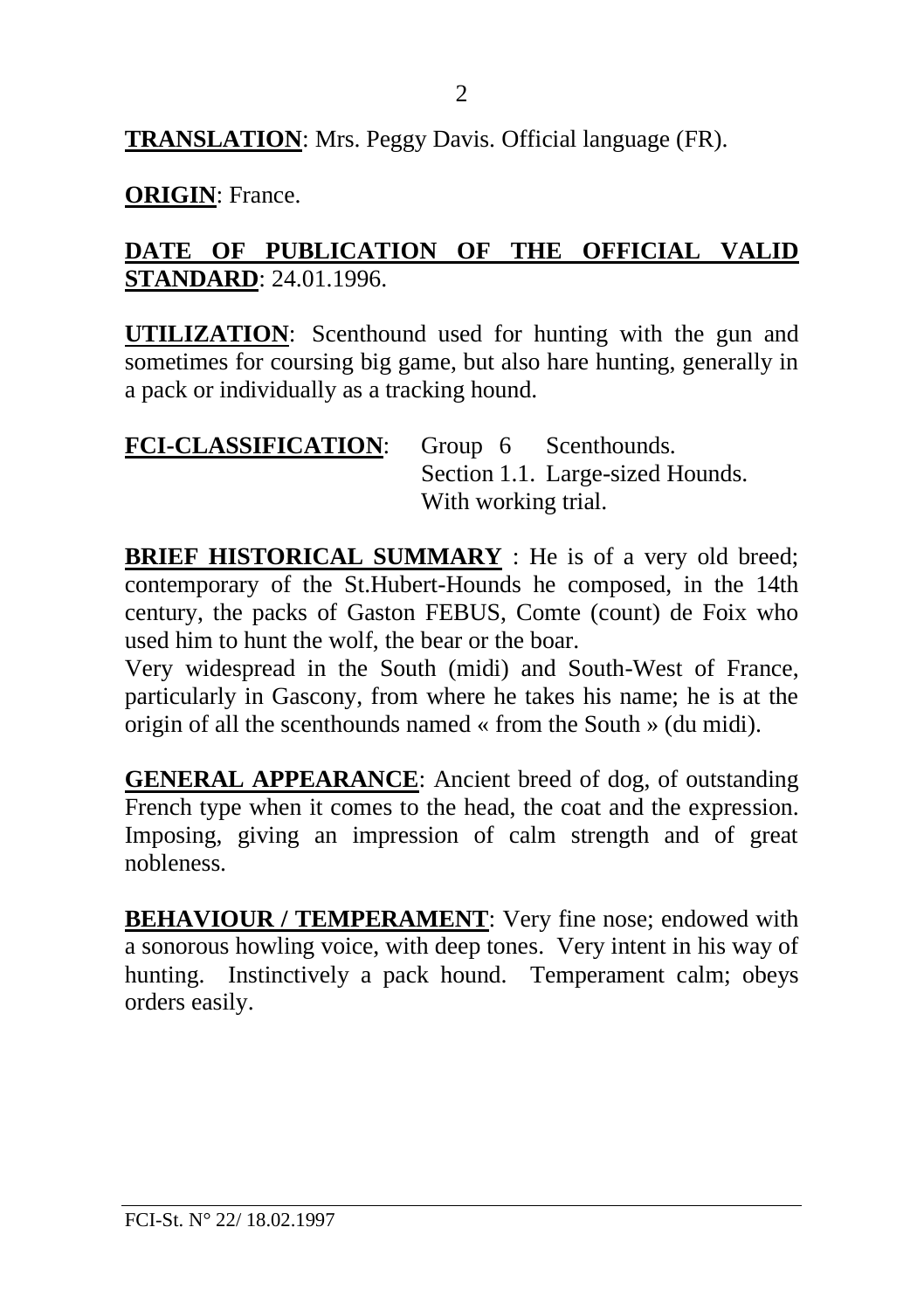**TRANSLATION**: Mrs. Peggy Davis. Official language (FR).

**ORIGIN**: France.

**DATE OF PUBLICATION OF THE OFFICIAL VALID STANDARD**: 24.01.1996.

**UTILIZATION**: Scenthound used for hunting with the gun and sometimes for coursing big game, but also hare hunting, generally in a pack or individually as a tracking hound.

**FCI-CLASSIFICATION**: Group 6 Scenthounds.
Section 1.1. Large-sized Hounds.
With working trial.

**BRIEF HISTORICAL SUMMARY** : He is of a very old breed; contemporary of the St.Hubert-Hounds he composed, in the 14th century, the packs of Gaston FEBUS, Comte (count) de Foix who used him to hunt the wolf, the bear or the boar.
Very widespread in the South (midi) and South-West of France, particularly in Gascony, from where he takes his name; he is at the origin of all the scenthounds named « from the South » (du midi).

**GENERAL APPEARANCE**: Ancient breed of dog, of outstanding French type when it comes to the head, the coat and the expression. Imposing, giving an impression of calm strength and of great nobleness.

**BEHAVIOUR / TEMPERAMENT**: Very fine nose; endowed with a sonorous howling voice, with deep tones. Very intent in his way of hunting. Instinctively a pack hound. Temperament calm; obeys orders easily.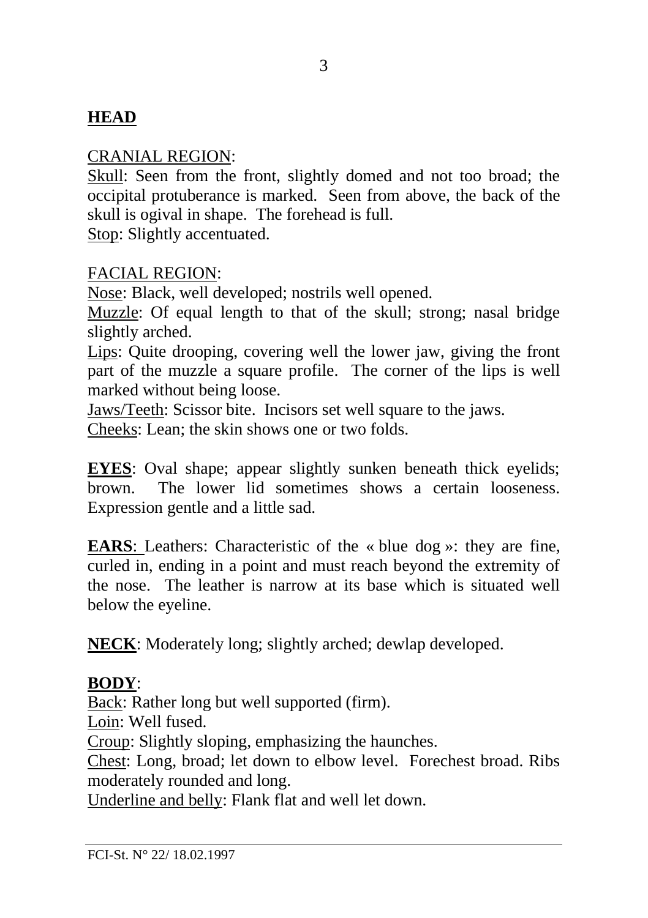## HEAD

CRANIAL REGION:

Skull: Seen from the front, slightly domed and not too broad; the occipital protuberance is marked. Seen from above, the back of the skull is ogival in shape. The forehead is full.
Stop: Slightly accentuated.

FACIAL REGION:

Nose: Black, well developed; nostrils well opened.
Muzzle: Of equal length to that of the skull; strong; nasal bridge slightly arched.
Lips: Quite drooping, covering well the lower jaw, giving the front part of the muzzle a square profile. The corner of the lips is well marked without being loose.
Jaws/Teeth: Scissor bite. Incisors set well square to the jaws.
Cheeks: Lean; the skin shows one or two folds.

**EYES**: Oval shape; appear slightly sunken beneath thick eyelids; brown. The lower lid sometimes shows a certain looseness. Expression gentle and a little sad.

**EARS**: Leathers: Characteristic of the « blue dog »: they are fine, curled in, ending in a point and must reach beyond the extremity of the nose. The leather is narrow at its base which is situated well below the eyeline.

**NECK**: Moderately long; slightly arched; dewlap developed.

**BODY**:

Back: Rather long but well supported (firm).
Loin: Well fused.
Croup: Slightly sloping, emphasizing the haunches.
Chest: Long, broad; let down to elbow level. Forechest broad. Ribs moderately rounded and long.
Underline and belly: Flank flat and well let down.

FCI-St. N° 22/ 18.02.1997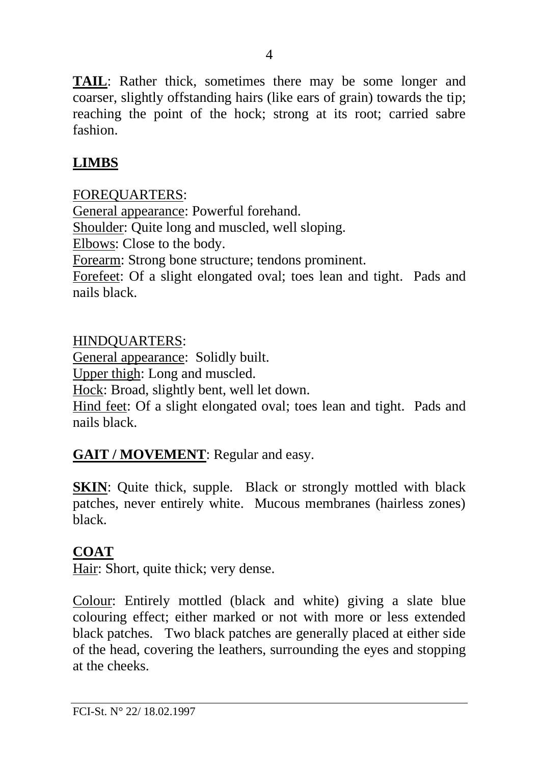**TAIL**: Rather thick, sometimes there may be some longer and coarser, slightly offstanding hairs (like ears of grain) towards the tip; reaching the point of the hock; strong at its root; carried sabre fashion.

## LIMBS

FOREQUARTERS:
General appearance: Powerful forehand.
Shoulder: Quite long and muscled, well sloping.
Elbows: Close to the body.
Forearm: Strong bone structure; tendons prominent.
Forefeet: Of a slight elongated oval; toes lean and tight. Pads and nails black.

HINDQUARTERS:
General appearance: Solidly built.
Upper thigh: Long and muscled.
Hock: Broad, slightly bent, well let down.
Hind feet: Of a slight elongated oval; toes lean and tight. Pads and nails black.

**GAIT / MOVEMENT**: Regular and easy.

**SKIN**: Quite thick, supple. Black or strongly mottled with black patches, never entirely white. Mucous membranes (hairless zones) black.

## COAT

Hair: Short, quite thick; very dense.

Colour: Entirely mottled (black and white) giving a slate blue colouring effect; either marked or not with more or less extended black patches. Two black patches are generally placed at either side of the head, covering the leathers, surrounding the eyes and stopping at the cheeks.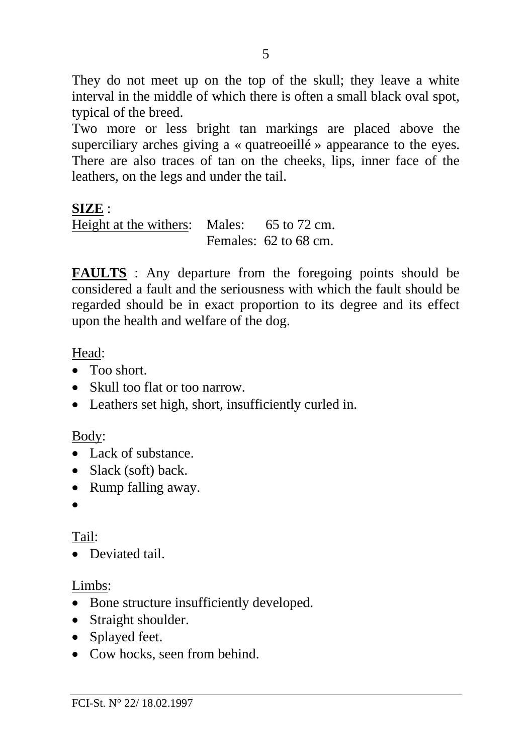They do not meet up on the top of the skull; they leave a white interval in the middle of which there is often a small black oval spot, typical of the breed.

Two more or less bright tan markings are placed above the superciliary arches giving a « quatreoeillé » appearance to the eyes. There are also traces of tan on the cheeks, lips, inner face of the leathers, on the legs and under the tail.

**SIZE** :

Height at the withers: Males: 65 to 72 cm.
Females: 62 to 68 cm.

**FAULTS** : Any departure from the foregoing points should be considered a fault and the seriousness with which the fault should be regarded should be in exact proportion to its degree and its effect upon the health and welfare of the dog.

Head:

- Too short.
- Skull too flat or too narrow.
- Leathers set high, short, insufficiently curled in.

Body:

- Lack of substance.
- Slack (soft) back.
- Rump falling away.
-

Tail:

- Deviated tail.

Limbs:

- Bone structure insufficiently developed.
- Straight shoulder.
- Splayed feet.
- Cow hocks, seen from behind.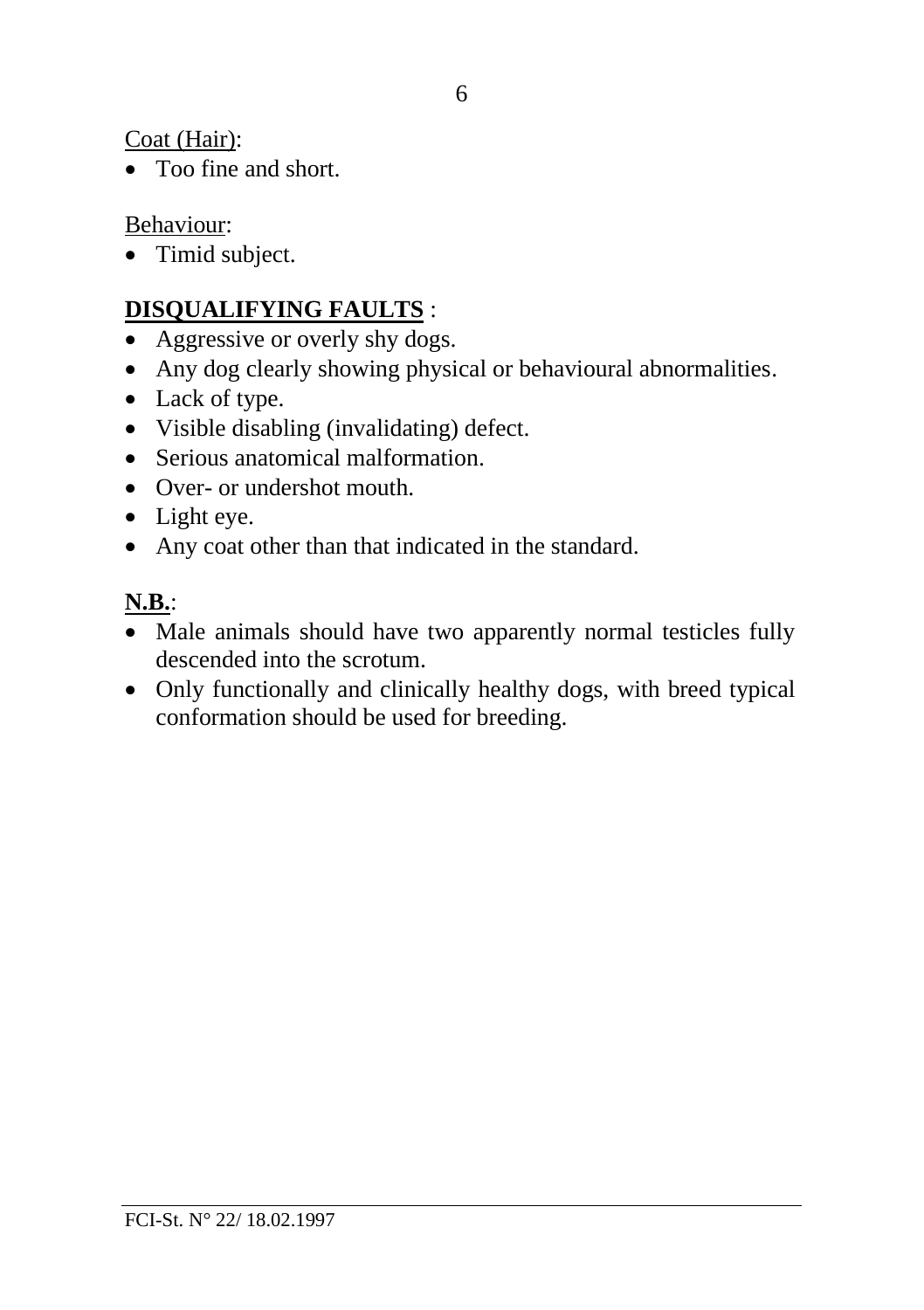Coat (Hair):

- Too fine and short.

Behaviour:

- Timid subject.

**DISQUALIFYING FAULTS** :

- Aggressive or overly shy dogs.
- Any dog clearly showing physical or behavioural abnormalities.
- Lack of type.
- Visible disabling (invalidating) defect.
- Serious anatomical malformation.
- Over- or undershot mouth.
- Light eye.
- Any coat other than that indicated in the standard.

**N.B.**:

- Male animals should have two apparently normal testicles fully descended into the scrotum.
- Only functionally and clinically healthy dogs, with breed typical conformation should be used for breeding.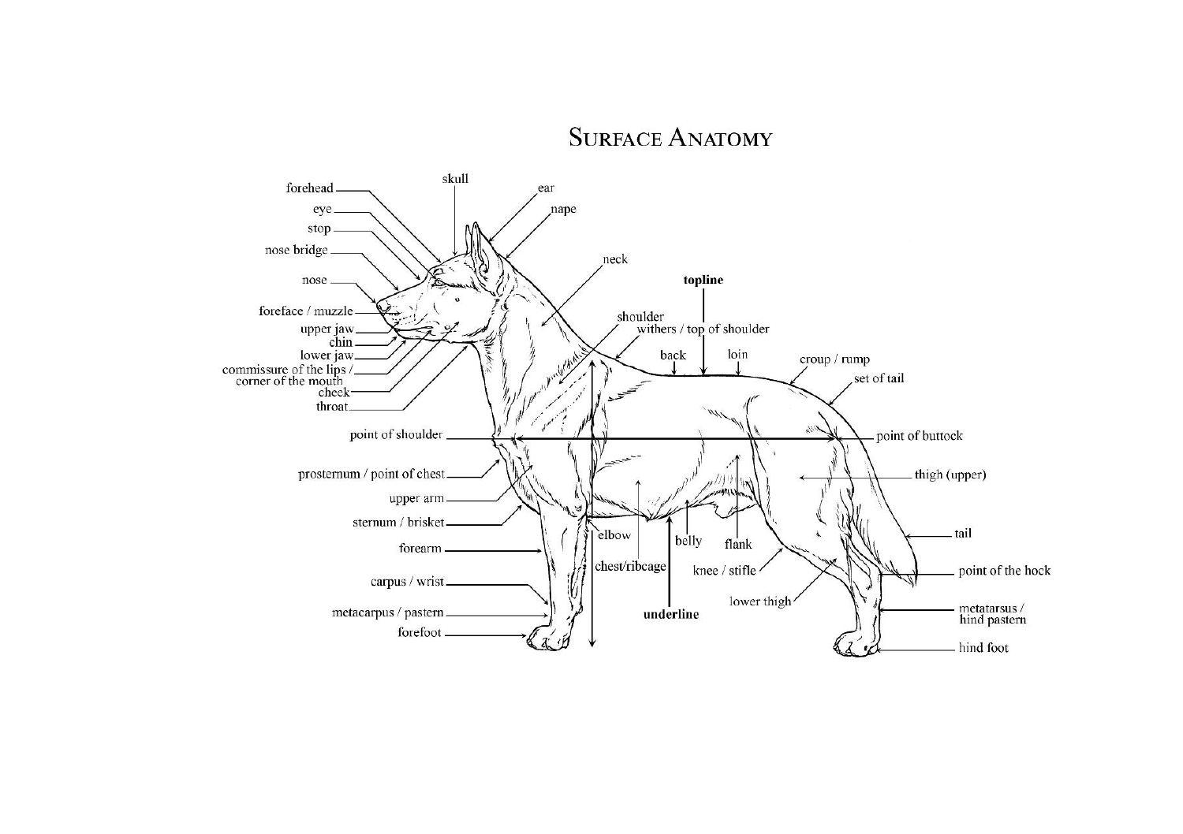# Surface Anatomy

skull
ear
nape
forehead
eye
stop
nose bridge
nose
foreface / muzzle
upper jaw
chin
lower jaw
commissure of the lips / corner of the mouth
cheek
throat
neck
topline
shoulder
withers / top of shoulder
back
loin
croup / rump
set of tail
point of shoulder
point of buttock
prosternum / point of chest
thigh (upper)
upper arm
sternum / brisket
elbow
belly
flank
tail
forearm
chest/ribcage
knee / stifle
point of the hock
carpus / wrist
lower thigh
underline
metacarpus / pastern
metatarsus / hind pastern
forefoot
hind foot